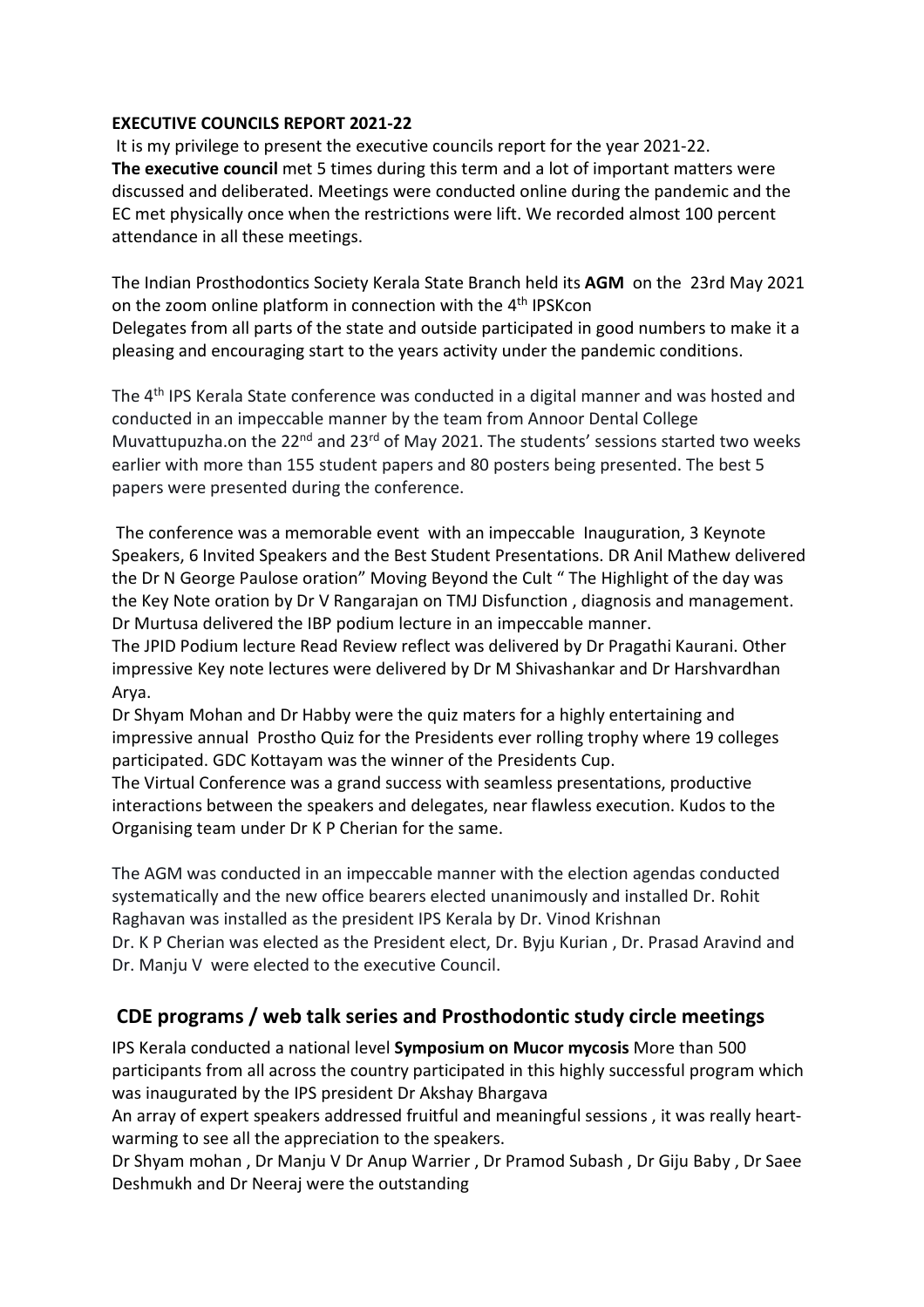**EXECUTIVE COUNCILS REPORT 2021-22**

It is my privilege to present the executive councils report for the year 2021-22.
**The executive council** met 5 times during this term and a lot of important matters were discussed and deliberated. Meetings were conducted online during the pandemic and the EC met physically once when the restrictions were lift. We recorded almost 100 percent attendance in all these meetings.

The Indian Prosthodontics Society Kerala State Branch held its **AGM** on the 23rd May 2021 on the zoom online platform in connection with the 4th IPSKcon
Delegates from all parts of the state and outside participated in good numbers to make it a pleasing and encouraging start to the years activity under the pandemic conditions.

The 4th IPS Kerala State conference was conducted in a digital manner and was hosted and conducted in an impeccable manner by the team from Annoor Dental College Muvattupuzha.on the 22nd and 23rd of May 2021. The students' sessions started two weeks earlier with more than 155 student papers and 80 posters being presented. The best 5 papers were presented during the conference.

The conference was a memorable event with an impeccable Inauguration, 3 Keynote Speakers, 6 Invited Speakers and the Best Student Presentations. DR Anil Mathew delivered the Dr N George Paulose oration" Moving Beyond the Cult " The Highlight of the day was the Key Note oration by Dr V Rangarajan on TMJ Disfunction , diagnosis and management. Dr Murtusa delivered the IBP podium lecture in an impeccable manner.
The JPID Podium lecture Read Review reflect was delivered by Dr Pragathi Kaurani. Other impressive Key note lectures were delivered by Dr M Shivashankar and Dr Harshvardhan Arya.
Dr Shyam Mohan and Dr Habby were the quiz maters for a highly entertaining and impressive annual Prostho Quiz for the Presidents ever rolling trophy where 19 colleges participated. GDC Kottayam was the winner of the Presidents Cup.
The Virtual Conference was a grand success with seamless presentations, productive interactions between the speakers and delegates, near flawless execution. Kudos to the Organising team under Dr K P Cherian for the same.

The AGM was conducted in an impeccable manner with the election agendas conducted systematically and the new office bearers elected unanimously and installed Dr. Rohit Raghavan was installed as the president IPS Kerala by Dr. Vinod Krishnan
Dr. K P Cherian was elected as the President elect, Dr. Byju Kurian , Dr. Prasad Aravind and Dr. Manju V were elected to the executive Council.

## CDE programs / web talk series and Prosthodontic study circle meetings

IPS Kerala conducted a national level **Symposium on Mucor mycosis** More than 500 participants from all across the country participated in this highly successful program which was inaugurated by the IPS president Dr Akshay Bhargava
An array of expert speakers addressed fruitful and meaningful sessions , it was really heart-warming to see all the appreciation to the speakers.
Dr Shyam mohan , Dr Manju V Dr Anup Warrier , Dr Pramod Subash , Dr Giju Baby , Dr Saee Deshmukh and Dr Neeraj were the outstanding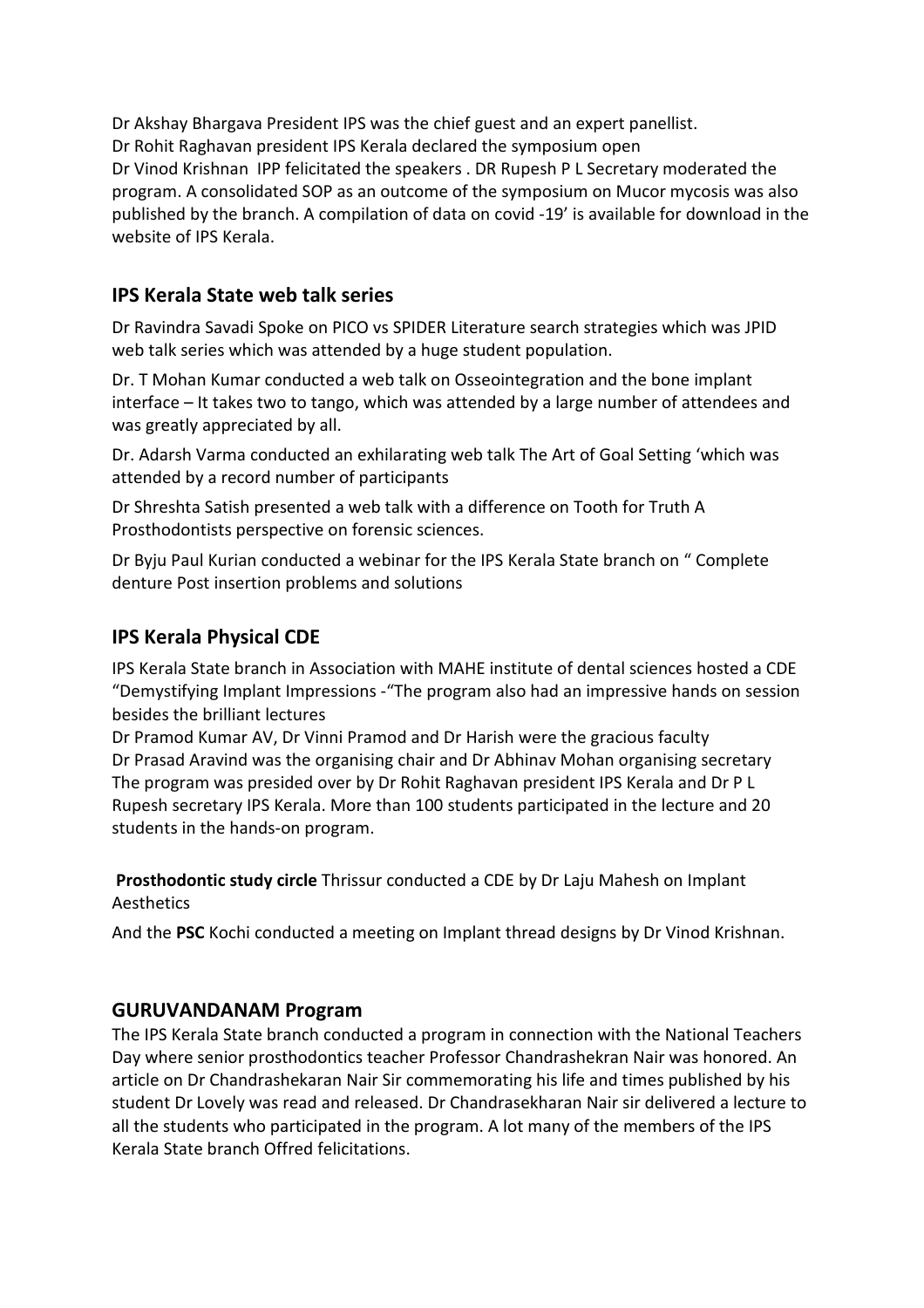Dr Akshay Bhargava President IPS was the chief guest and an expert panellist.
Dr Rohit Raghavan president IPS Kerala declared the symposium open
Dr Vinod Krishnan IPP felicitated the speakers . DR Rupesh P L Secretary moderated the program. A consolidated SOP as an outcome of the symposium on Mucor mycosis was also published by the branch. A compilation of data on covid -19' is available for download in the website of IPS Kerala.

## IPS Kerala State web talk series

Dr Ravindra Savadi Spoke on PICO vs SPIDER Literature search strategies which was JPID web talk series which was attended by a huge student population.

Dr. T Mohan Kumar conducted a web talk on Osseointegration and the bone implant interface – It takes two to tango, which was attended by a large number of attendees and was greatly appreciated by all.

Dr. Adarsh Varma conducted an exhilarating web talk The Art of Goal Setting 'which was attended by a record number of participants

Dr Shreshta Satish presented a web talk with a difference on Tooth for Truth A Prosthodontists perspective on forensic sciences.

Dr Byju Paul Kurian conducted a webinar for the IPS Kerala State branch on " Complete denture Post insertion problems and solutions

## IPS Kerala Physical CDE

IPS Kerala State branch in Association with MAHE institute of dental sciences hosted a CDE "Demystifying Implant Impressions -"The program also had an impressive hands on session besides the brilliant lectures
Dr Pramod Kumar AV, Dr Vinni Pramod and Dr Harish were the gracious faculty
Dr Prasad Aravind was the organising chair and Dr Abhinav Mohan organising secretary
The program was presided over by Dr Rohit Raghavan president IPS Kerala and Dr P L Rupesh secretary IPS Kerala. More than 100 students participated in the lecture and 20 students in the hands-on program.

**Prosthodontic study circle** Thrissur conducted a CDE by Dr Laju Mahesh on Implant Aesthetics

And the **PSC** Kochi conducted a meeting on Implant thread designs by Dr Vinod Krishnan.

## GURUVANDANAM Program

The IPS Kerala State branch conducted a program in connection with the National Teachers Day where senior prosthodontics teacher Professor Chandrashekran Nair was honored. An article on Dr Chandrashekaran Nair Sir commemorating his life and times published by his student Dr Lovely was read and released. Dr Chandrasekharan Nair sir delivered a lecture to all the students who participated in the program. A lot many of the members of the IPS Kerala State branch Offred felicitations.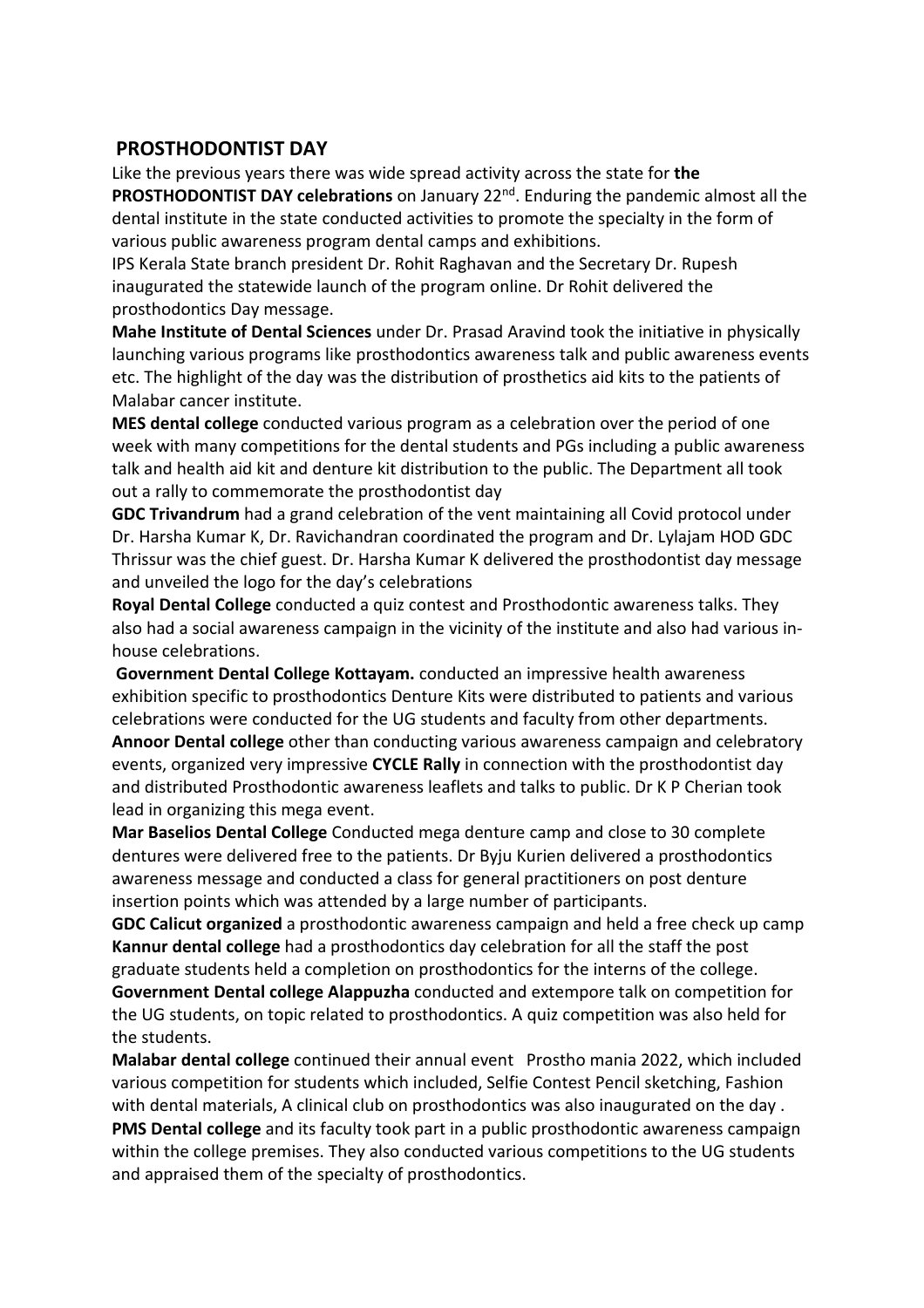## PROSTHODONTIST DAY

Like the previous years there was wide spread activity across the state for **the PROSTHODONTIST DAY celebrations** on January 22nd. Enduring the pandemic almost all the dental institute in the state conducted activities to promote the specialty in the form of various public awareness program dental camps and exhibitions.

IPS Kerala State branch president Dr. Rohit Raghavan and the Secretary Dr. Rupesh inaugurated the statewide launch of the program online. Dr Rohit delivered the prosthodontics Day message.

**Mahe Institute of Dental Sciences** under Dr. Prasad Aravind took the initiative in physically launching various programs like prosthodontics awareness talk and public awareness events etc. The highlight of the day was the distribution of prosthetics aid kits to the patients of Malabar cancer institute.

**MES dental college** conducted various program as a celebration over the period of one week with many competitions for the dental students and PGs including a public awareness talk and health aid kit and denture kit distribution to the public. The Department all took out a rally to commemorate the prosthodontist day

**GDC Trivandrum** had a grand celebration of the vent maintaining all Covid protocol under Dr. Harsha Kumar K, Dr. Ravichandran coordinated the program and Dr. Lylajam HOD GDC Thrissur was the chief guest. Dr. Harsha Kumar K delivered the prosthodontist day message and unveiled the logo for the day's celebrations

**Royal Dental College** conducted a quiz contest and Prosthodontic awareness talks. They also had a social awareness campaign in the vicinity of the institute and also had various in-house celebrations.

**Government Dental College Kottayam.** conducted an impressive health awareness exhibition specific to prosthodontics Denture Kits were distributed to patients and various celebrations were conducted for the UG students and faculty from other departments.

**Annoor Dental college** other than conducting various awareness campaign and celebratory events, organized very impressive **CYCLE Rally** in connection with the prosthodontist day and distributed Prosthodontic awareness leaflets and talks to public. Dr K P Cherian took lead in organizing this mega event.

**Mar Baselios Dental College** Conducted mega denture camp and close to 30 complete dentures were delivered free to the patients. Dr Byju Kurien delivered a prosthodontics awareness message and conducted a class for general practitioners on post denture insertion points which was attended by a large number of participants.

**GDC Calicut organized** a prosthodontic awareness campaign and held a free check up camp

**Kannur dental college** had a prosthodontics day celebration for all the staff the post graduate students held a completion on prosthodontics for the interns of the college.

**Government Dental college Alappuzha** conducted and extempore talk on competition for the UG students, on topic related to prosthodontics. A quiz competition was also held for the students.

**Malabar dental college** continued their annual event Prostho mania 2022, which included various competition for students which included, Selfie Contest Pencil sketching, Fashion with dental materials, A clinical club on prosthodontics was also inaugurated on the day .

**PMS Dental college** and its faculty took part in a public prosthodontic awareness campaign within the college premises. They also conducted various competitions to the UG students and appraised them of the specialty of prosthodontics.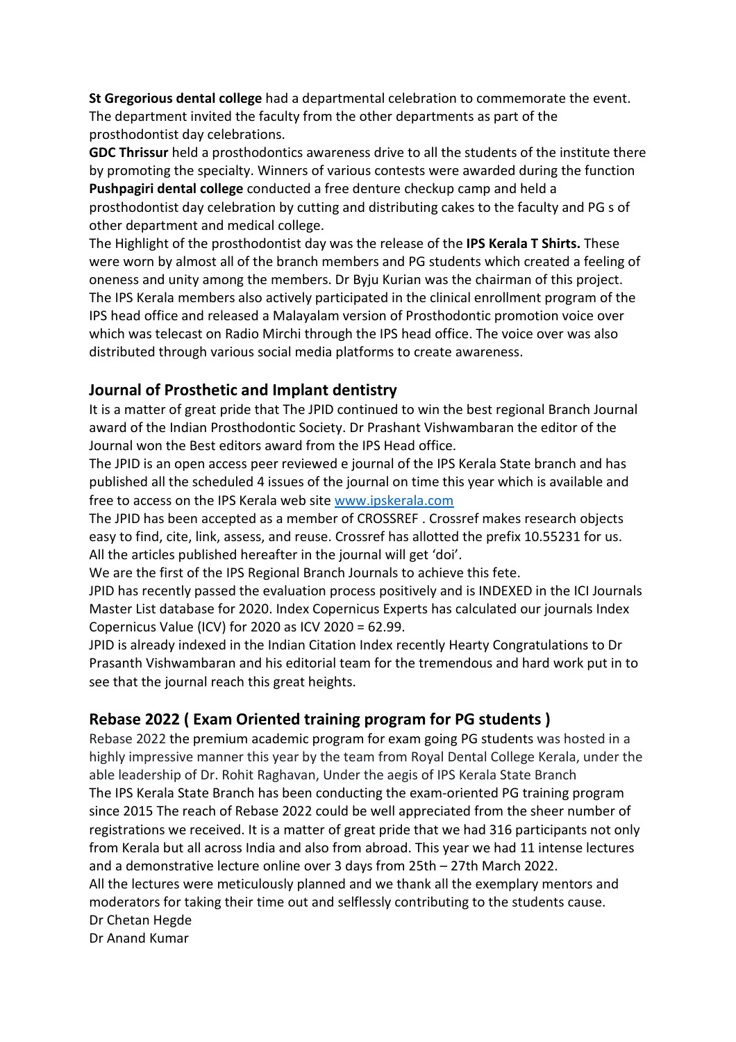**St Gregorious dental college** had a departmental celebration to commemorate the event. The department invited the faculty from the other departments as part of the prosthodontist day celebrations.

**GDC Thrissur** held a prosthodontics awareness drive to all the students of the institute there by promoting the specialty. Winners of various contests were awarded during the function

**Pushpagiri dental college** conducted a free denture checkup camp and held a prosthodontist day celebration by cutting and distributing cakes to the faculty and PG s of other department and medical college.

The Highlight of the prosthodontist day was the release of the **IPS Kerala T Shirts.** These were worn by almost all of the branch members and PG students which created a feeling of oneness and unity among the members. Dr Byju Kurian was the chairman of this project. The IPS Kerala members also actively participated in the clinical enrollment program of the IPS head office and released a Malayalam version of Prosthodontic promotion voice over which was telecast on Radio Mirchi through the IPS head office. The voice over was also distributed through various social media platforms to create awareness.

## Journal of Prosthetic and Implant dentistry

It is a matter of great pride that The JPID continued to win the best regional Branch Journal award of the Indian Prosthodontic Society. Dr Prashant Vishwambaran the editor of the Journal won the Best editors award from the IPS Head office.

The JPID is an open access peer reviewed e journal of the IPS Kerala State branch and has published all the scheduled 4 issues of the journal on time this year which is available and free to access on the IPS Kerala web site [www.ipskerala.com](www.ipskerala.com)

The JPID has been accepted as a member of CROSSREF . Crossref makes research objects easy to find, cite, link, assess, and reuse. Crossref has allotted the prefix 10.55231 for us. All the articles published hereafter in the journal will get 'doi'.

We are the first of the IPS Regional Branch Journals to achieve this fete.

JPID has recently passed the evaluation process positively and is INDEXED in the ICI Journals Master List database for 2020. Index Copernicus Experts has calculated our journals Index Copernicus Value (ICV) for 2020 as ICV 2020 = 62.99.

JPID is already indexed in the Indian Citation Index recently Hearty Congratulations to Dr Prasanth Vishwambaran and his editorial team for the tremendous and hard work put in to see that the journal reach this great heights.

## Rebase 2022 ( Exam Oriented training program for PG students )

Rebase 2022 the premium academic program for exam going PG students was hosted in a highly impressive manner this year by the team from Royal Dental College Kerala, under the able leadership of Dr. Rohit Raghavan, Under the aegis of IPS Kerala State Branch

The IPS Kerala State Branch has been conducting the exam-oriented PG training program since 2015 The reach of Rebase 2022 could be well appreciated from the sheer number of registrations we received. It is a matter of great pride that we had 316 participants not only from Kerala but all across India and also from abroad. This year we had 11 intense lectures and a demonstrative lecture online over 3 days from 25th – 27th March 2022.

All the lectures were meticulously planned and we thank all the exemplary mentors and moderators for taking their time out and selflessly contributing to the students cause.

Dr Chetan Hegde

Dr Anand Kumar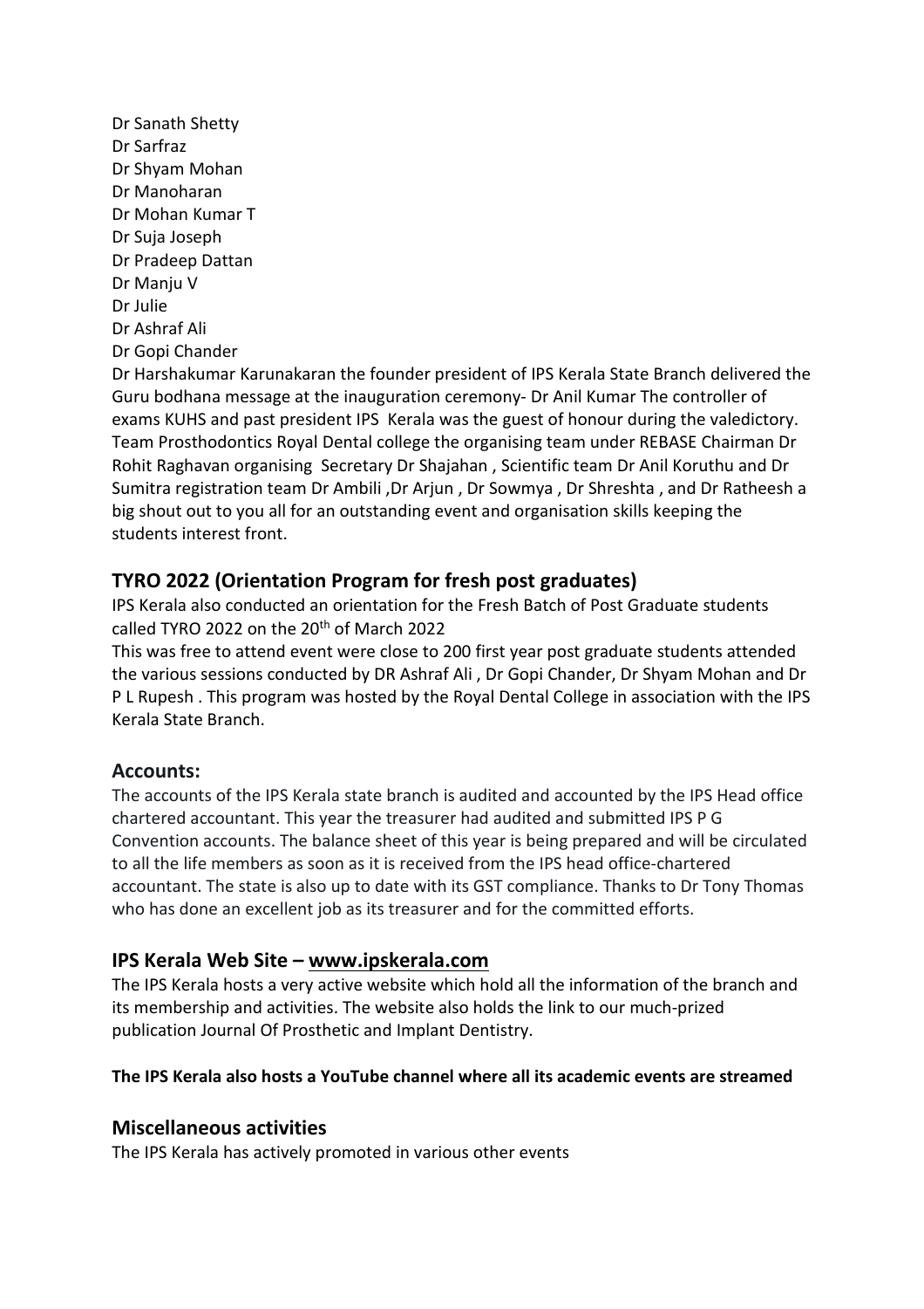Dr Sanath Shetty
Dr Sarfraz
Dr Shyam Mohan
Dr Manoharan
Dr Mohan Kumar T
Dr Suja Joseph
Dr Pradeep Dattan
Dr Manju V
Dr Julie
Dr Ashraf Ali
Dr Gopi Chander

Dr Harshakumar Karunakaran the founder president of IPS Kerala State Branch delivered the Guru bodhana message at the inauguration ceremony- Dr Anil Kumar The controller of exams KUHS and past president IPS Kerala was the guest of honour during the valedictory. Team Prosthodontics Royal Dental college the organising team under REBASE Chairman Dr Rohit Raghavan organising Secretary Dr Shajahan , Scientific team Dr Anil Koruthu and Dr Sumitra registration team Dr Ambili ,Dr Arjun , Dr Sowmya , Dr Shreshta , and Dr Ratheesh a big shout out to you all for an outstanding event and organisation skills keeping the students interest front.

## TYRO 2022 (Orientation Program for fresh post graduates)

IPS Kerala also conducted an orientation for the Fresh Batch of Post Graduate students called TYRO 2022 on the 20th of March 2022

This was free to attend event were close to 200 first year post graduate students attended the various sessions conducted by DR Ashraf Ali , Dr Gopi Chander, Dr Shyam Mohan and Dr P L Rupesh . This program was hosted by the Royal Dental College in association with the IPS Kerala State Branch.

## Accounts:

The accounts of the IPS Kerala state branch is audited and accounted by the IPS Head office chartered accountant. This year the treasurer had audited and submitted IPS P G Convention accounts. The balance sheet of this year is being prepared and will be circulated to all the life members as soon as it is received from the IPS head office-chartered accountant. The state is also up to date with its GST compliance. Thanks to Dr Tony Thomas who has done an excellent job as its treasurer and for the committed efforts.

## IPS Kerala Web Site – www.ipskerala.com

The IPS Kerala hosts a very active website which hold all the information of the branch and its membership and activities. The website also holds the link to our much-prized publication Journal Of Prosthetic and Implant Dentistry.

**The IPS Kerala also hosts a YouTube channel where all its academic events are streamed**

## Miscellaneous activities

The IPS Kerala has actively promoted in various other events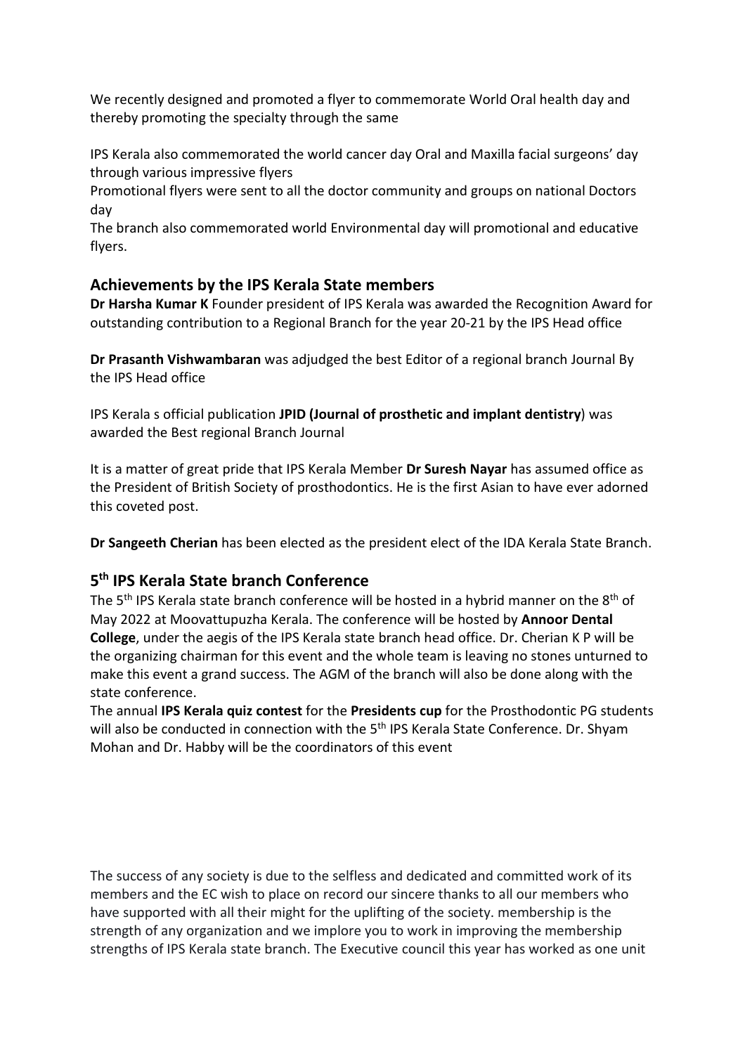We recently designed and promoted a flyer to commemorate World Oral health day and thereby promoting the specialty through the same

IPS Kerala also commemorated the world cancer day Oral and Maxilla facial surgeons' day through various impressive flyers
Promotional flyers were sent to all the doctor community and groups on national Doctors day
The branch also commemorated world Environmental day will promotional and educative flyers.

## Achievements by the IPS Kerala State members

**Dr Harsha Kumar K** Founder president of IPS Kerala was awarded the Recognition Award for outstanding contribution to a Regional Branch for the year 20-21 by the IPS Head office

**Dr Prasanth Vishwambaran** was adjudged the best Editor of a regional branch Journal By the IPS Head office

IPS Kerala s official publication **JPID (Journal of prosthetic and implant dentistry**) was awarded the Best regional Branch Journal

It is a matter of great pride that IPS Kerala Member **Dr Suresh Nayar** has assumed office as the President of British Society of prosthodontics. He is the first Asian to have ever adorned this coveted post.

**Dr Sangeeth Cherian** has been elected as the president elect of the IDA Kerala State Branch.

## 5th IPS Kerala State branch Conference

The 5th IPS Kerala state branch conference will be hosted in a hybrid manner on the 8th of May 2022 at Moovattupuzha Kerala. The conference will be hosted by **Annoor Dental College**, under the aegis of the IPS Kerala state branch head office. Dr. Cherian K P will be the organizing chairman for this event and the whole team is leaving no stones unturned to make this event a grand success. The AGM of the branch will also be done along with the state conference.
The annual **IPS Kerala quiz contest** for the **Presidents cup** for the Prosthodontic PG students will also be conducted in connection with the 5th IPS Kerala State Conference. Dr. Shyam Mohan and Dr. Habby will be the coordinators of this event

The success of any society is due to the selfless and dedicated and committed work of its members and the EC wish to place on record our sincere thanks to all our members who have supported with all their might for the uplifting of the society. membership is the strength of any organization and we implore you to work in improving the membership strengths of IPS Kerala state branch. The Executive council this year has worked as one unit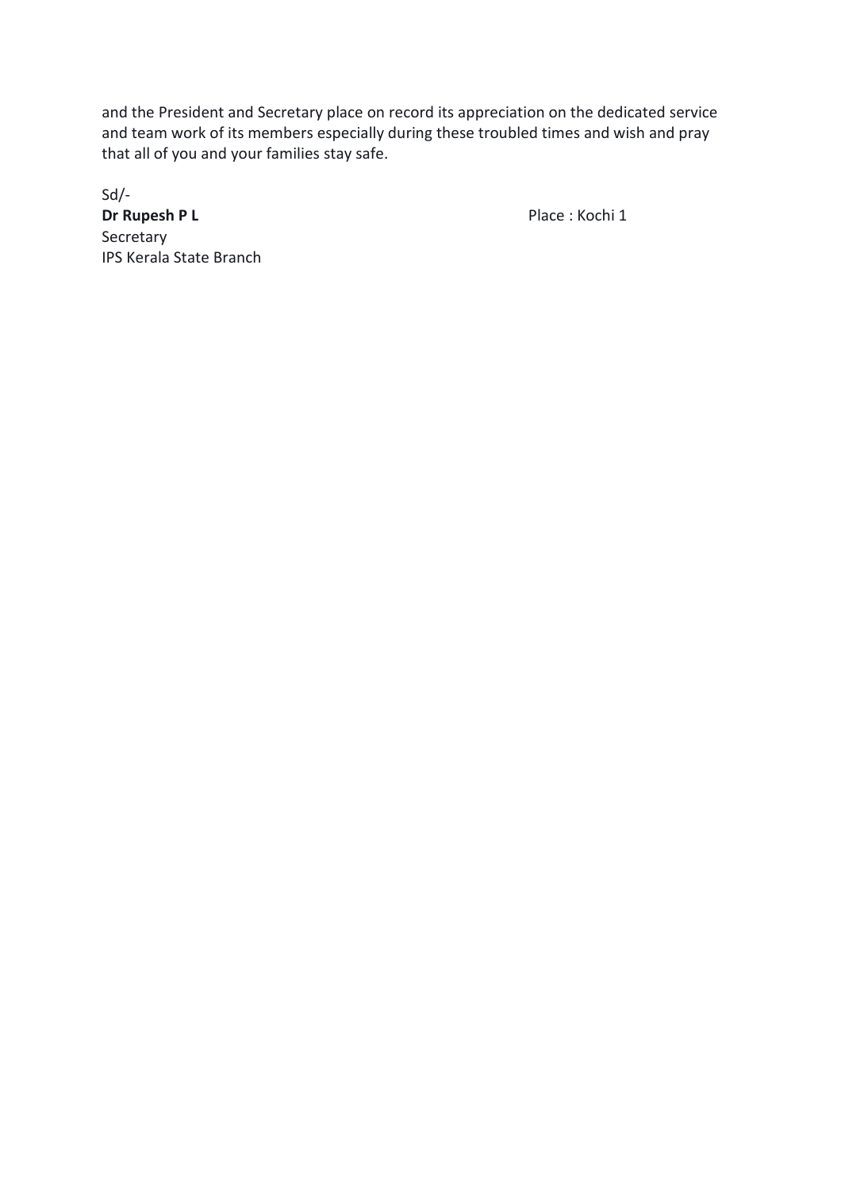and the President and Secretary place on record its appreciation on the dedicated service and team work of its members especially during these troubled times and wish and pray that all of you and your families stay safe.

Sd/-
**Dr Rupesh P L**
Secretary
IPS Kerala State Branch

Place : Kochi 1